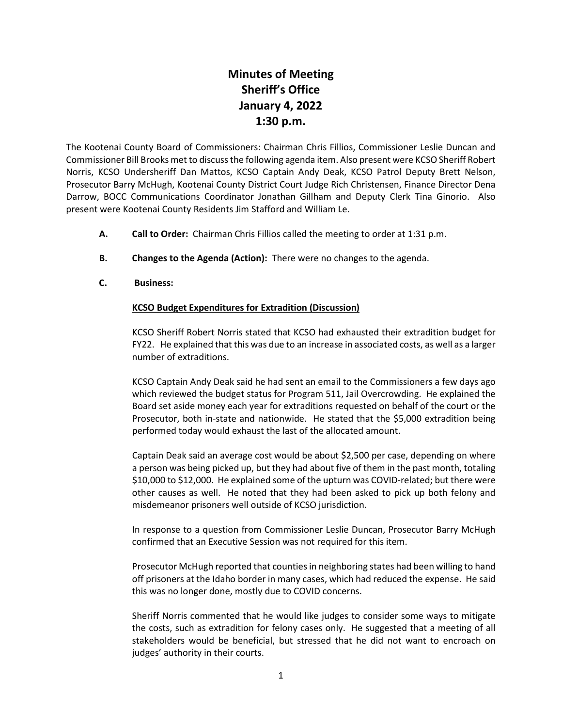# Minutes of Meeting
# Sheriff's Office
# January 4, 2022
# 1:30 p.m.

The Kootenai County Board of Commissioners: Chairman Chris Fillios, Commissioner Leslie Duncan and Commissioner Bill Brooks met to discuss the following agenda item. Also present were KCSO Sheriff Robert Norris, KCSO Undersheriff Dan Mattos, KCSO Captain Andy Deak, KCSO Patrol Deputy Brett Nelson, Prosecutor Barry McHugh, Kootenai County District Court Judge Rich Christensen, Finance Director Dena Darrow, BOCC Communications Coordinator Jonathan Gillham and Deputy Clerk Tina Ginorio. Also present were Kootenai County Residents Jim Stafford and William Le.

**A. Call to Order:** Chairman Chris Fillios called the meeting to order at 1:31 p.m.

**B. Changes to the Agenda (Action):** There were no changes to the agenda.

**C. Business:**

**KCSO Budget Expenditures for Extradition (Discussion)**

KCSO Sheriff Robert Norris stated that KCSO had exhausted their extradition budget for FY22. He explained that this was due to an increase in associated costs, as well as a larger number of extraditions.

KCSO Captain Andy Deak said he had sent an email to the Commissioners a few days ago which reviewed the budget status for Program 511, Jail Overcrowding. He explained the Board set aside money each year for extraditions requested on behalf of the court or the Prosecutor, both in-state and nationwide. He stated that the $5,000 extradition being performed today would exhaust the last of the allocated amount.

Captain Deak said an average cost would be about $2,500 per case, depending on where a person was being picked up, but they had about five of them in the past month, totaling $10,000 to $12,000. He explained some of the upturn was COVID-related; but there were other causes as well. He noted that they had been asked to pick up both felony and misdemeanor prisoners well outside of KCSO jurisdiction.

In response to a question from Commissioner Leslie Duncan, Prosecutor Barry McHugh confirmed that an Executive Session was not required for this item.

Prosecutor McHugh reported that counties in neighboring states had been willing to hand off prisoners at the Idaho border in many cases, which had reduced the expense. He said this was no longer done, mostly due to COVID concerns.

Sheriff Norris commented that he would like judges to consider some ways to mitigate the costs, such as extradition for felony cases only. He suggested that a meeting of all stakeholders would be beneficial, but stressed that he did not want to encroach on judges' authority in their courts.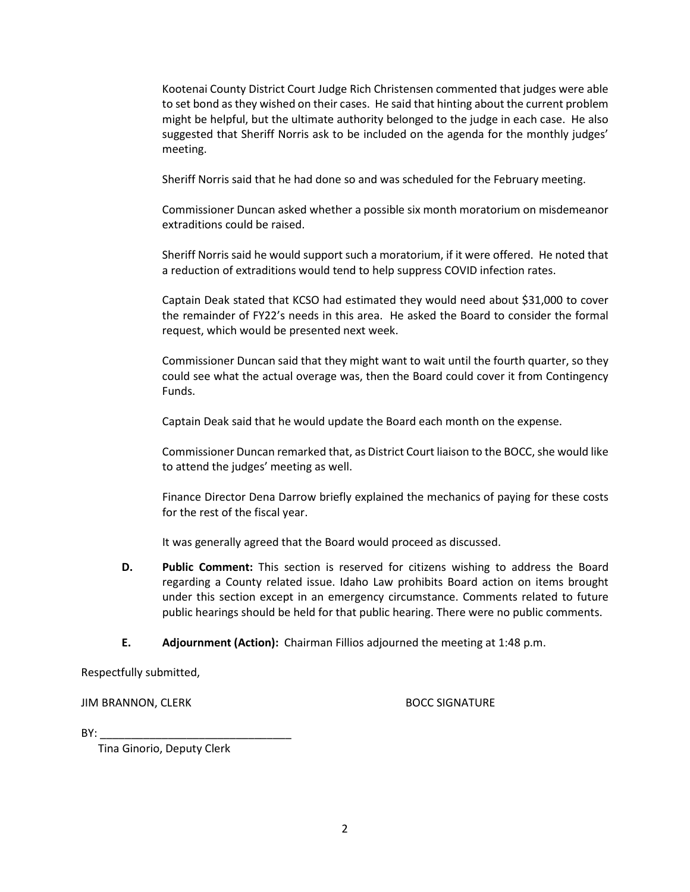Kootenai County District Court Judge Rich Christensen commented that judges were able to set bond as they wished on their cases. He said that hinting about the current problem might be helpful, but the ultimate authority belonged to the judge in each case. He also suggested that Sheriff Norris ask to be included on the agenda for the monthly judges' meeting.

Sheriff Norris said that he had done so and was scheduled for the February meeting.

Commissioner Duncan asked whether a possible six month moratorium on misdemeanor extraditions could be raised.

Sheriff Norris said he would support such a moratorium, if it were offered. He noted that a reduction of extraditions would tend to help suppress COVID infection rates.

Captain Deak stated that KCSO had estimated they would need about $31,000 to cover the remainder of FY22's needs in this area. He asked the Board to consider the formal request, which would be presented next week.

Commissioner Duncan said that they might want to wait until the fourth quarter, so they could see what the actual overage was, then the Board could cover it from Contingency Funds.

Captain Deak said that he would update the Board each month on the expense.

Commissioner Duncan remarked that, as District Court liaison to the BOCC, she would like to attend the judges' meeting as well.

Finance Director Dena Darrow briefly explained the mechanics of paying for these costs for the rest of the fiscal year.

It was generally agreed that the Board would proceed as discussed.

**D. Public Comment:** This section is reserved for citizens wishing to address the Board regarding a County related issue. Idaho Law prohibits Board action on items brought under this section except in an emergency circumstance. Comments related to future public hearings should be held for that public hearing. There were no public comments.

**E. Adjournment (Action):** Chairman Fillios adjourned the meeting at 1:48 p.m.

Respectfully submitted,

JIM BRANNON, CLERK                                                    BOCC SIGNATURE

BY: _______________________________

Tina Ginorio, Deputy Clerk